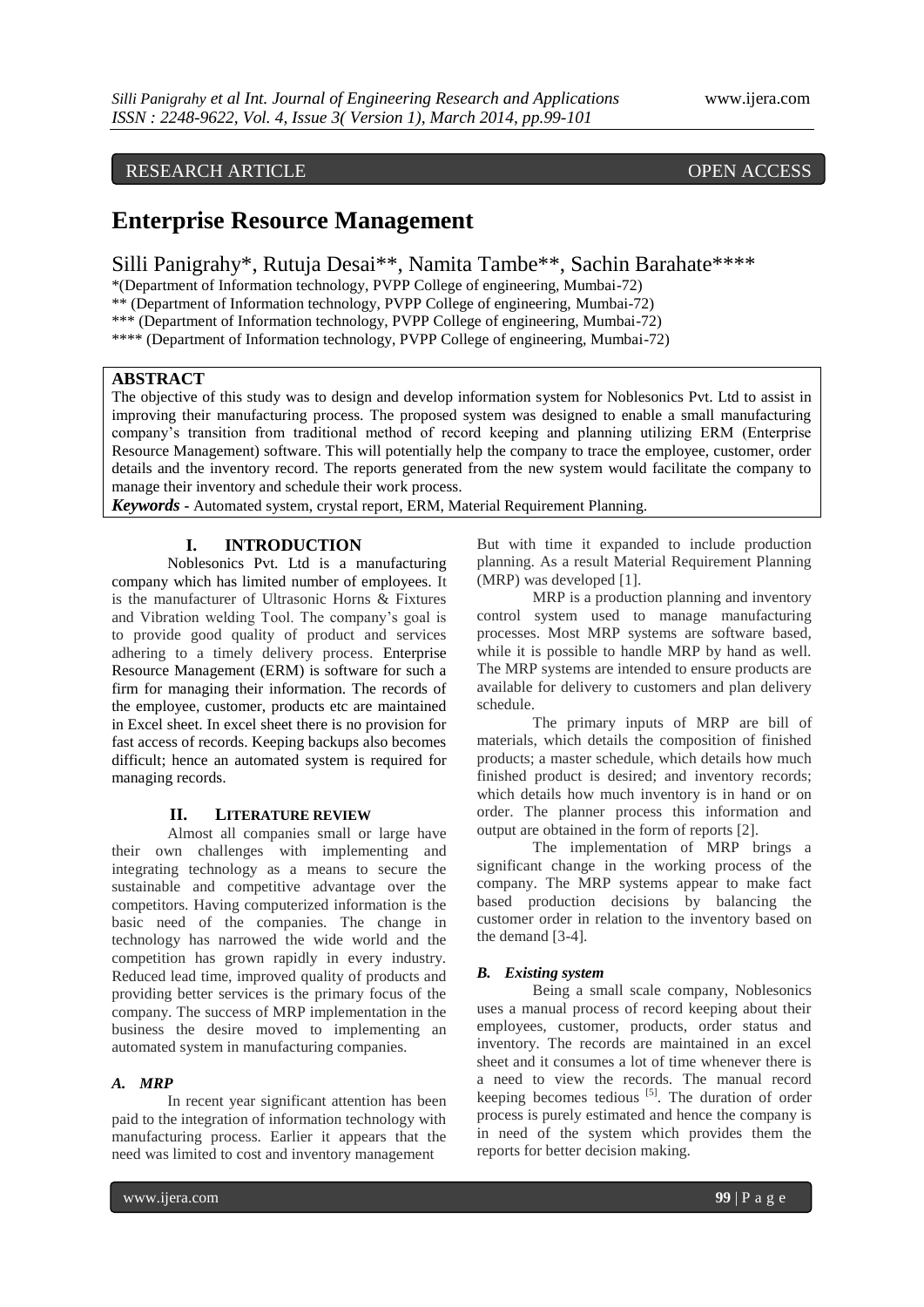RESEARCH ARTICLE OPEN ACCESS

# Enterprise Resource Management

Silli Panigrahy*, Rutuja Desai**, Namita Tambe**, Sachin Barahate****

*(Department of Information technology, PVPP College of engineering, Mumbai-72)
** (Department of Information technology, PVPP College of engineering, Mumbai-72)
*** (Department of Information technology, PVPP College of engineering, Mumbai-72)
**** (Department of Information technology, PVPP College of engineering, Mumbai-72)

**ABSTRACT**

The objective of this study was to design and develop information system for Noblesonics Pvt. Ltd to assist in improving their manufacturing process. The proposed system was designed to enable a small manufacturing company's transition from traditional method of record keeping and planning utilizing ERM (Enterprise Resource Management) software. This will potentially help the company to trace the employee, customer, order details and the inventory record. The reports generated from the new system would facilitate the company to manage their inventory and schedule their work process.

***Keywords*** - Automated system, crystal report, ERM, Material Requirement Planning.

## I. INTRODUCTION

Noblesonics Pvt. Ltd is a manufacturing company which has limited number of employees. It is the manufacturer of Ultrasonic Horns & Fixtures and Vibration welding Tool. The company's goal is to provide good quality of product and services adhering to a timely delivery process. Enterprise Resource Management (ERM) is software for such a firm for managing their information. The records of the employee, customer, products etc are maintained in Excel sheet. In excel sheet there is no provision for fast access of records. Keeping backups also becomes difficult; hence an automated system is required for managing records.

## II. LITERATURE REVIEW

Almost all companies small or large have their own challenges with implementing and integrating technology as a means to secure the sustainable and competitive advantage over the competitors. Having computerized information is the basic need of the companies. The change in technology has narrowed the wide world and the competition has grown rapidly in every industry. Reduced lead time, improved quality of products and providing better services is the primary focus of the company. The success of MRP implementation in the business the desire moved to implementing an automated system in manufacturing companies.

### *A. MRP*

In recent year significant attention has been paid to the integration of information technology with manufacturing process. Earlier it appears that the need was limited to cost and inventory management But with time it expanded to include production planning. As a result Material Requirement Planning (MRP) was developed [1].

MRP is a production planning and inventory control system used to manage manufacturing processes. Most MRP systems are software based, while it is possible to handle MRP by hand as well. The MRP systems are intended to ensure products are available for delivery to customers and plan delivery schedule.

The primary inputs of MRP are bill of materials, which details the composition of finished products; a master schedule, which details how much finished product is desired; and inventory records; which details how much inventory is in hand or on order. The planner process this information and output are obtained in the form of reports [2].

The implementation of MRP brings a significant change in the working process of the company. The MRP systems appear to make fact based production decisions by balancing the customer order in relation to the inventory based on the demand [3-4].

### *B. Existing system*

Being a small scale company, Noblesonics uses a manual process of record keeping about their employees, customer, products, order status and inventory. The records are maintained in an excel sheet and it consumes a lot of time whenever there is a need to view the records. The manual record keeping becomes tedious [5]. The duration of order process is purely estimated and hence the company is in need of the system which provides them the reports for better decision making.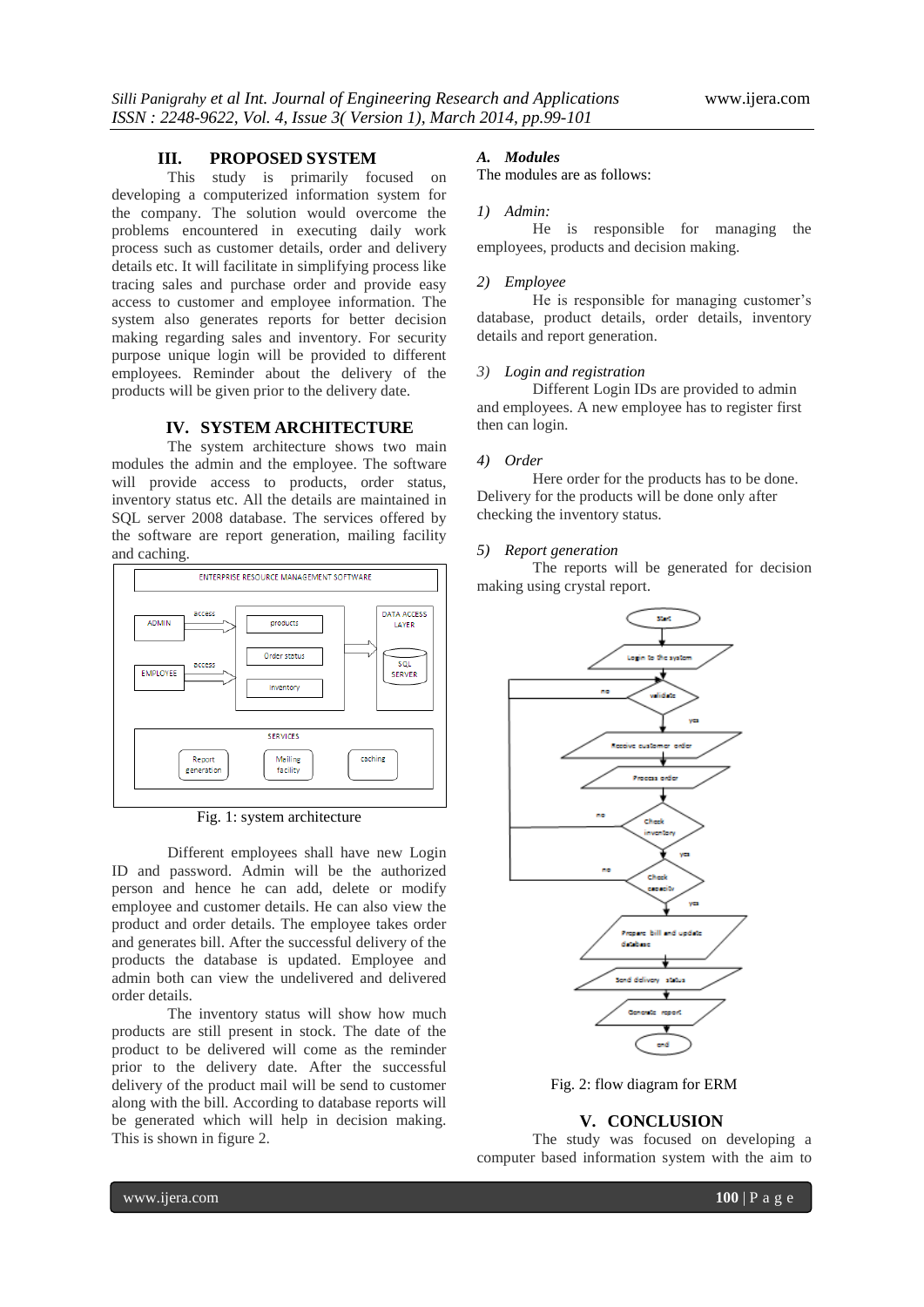## III. PROPOSED SYSTEM

This study is primarily focused on developing a computerized information system for the company. The solution would overcome the problems encountered in executing daily work process such as customer details, order and delivery details etc. It will facilitate in simplifying process like tracing sales and purchase order and provide easy access to customer and employee information. The system also generates reports for better decision making regarding sales and inventory. For security purpose unique login will be provided to different employees. Reminder about the delivery of the products will be given prior to the delivery date.

## IV. SYSTEM ARCHITECTURE

The system architecture shows two main modules the admin and the employee. The software will provide access to products, order status, inventory status etc. All the details are maintained in SQL server 2008 database. The services offered by the software are report generation, mailing facility and caching.

Fig. 1: system architecture

Different employees shall have new Login ID and password. Admin will be the authorized person and hence he can add, delete or modify employee and customer details. He can also view the product and order details. The employee takes order and generates bill. After the successful delivery of the products the database is updated. Employee and admin both can view the undelivered and delivered order details.

The inventory status will show how much products are still present in stock. The date of the product to be delivered will come as the reminder prior to the delivery date. After the successful delivery of the product mail will be send to customer along with the bill. According to database reports will be generated which will help in decision making. This is shown in figure 2.

### *A. Modules*

The modules are as follows:

*1) Admin:*

He is responsible for managing the employees, products and decision making.

*2) Employee*

He is responsible for managing customer's database, product details, order details, inventory details and report generation.

*3) Login and registration*

Different Login IDs are provided to admin and employees. A new employee has to register first then can login.

*4) Order*

Here order for the products has to be done. Delivery for the products will be done only after checking the inventory status.

*5) Report generation*

The reports will be generated for decision making using crystal report.

Fig. 2: flow diagram for ERM

## V. CONCLUSION

The study was focused on developing a computer based information system with the aim to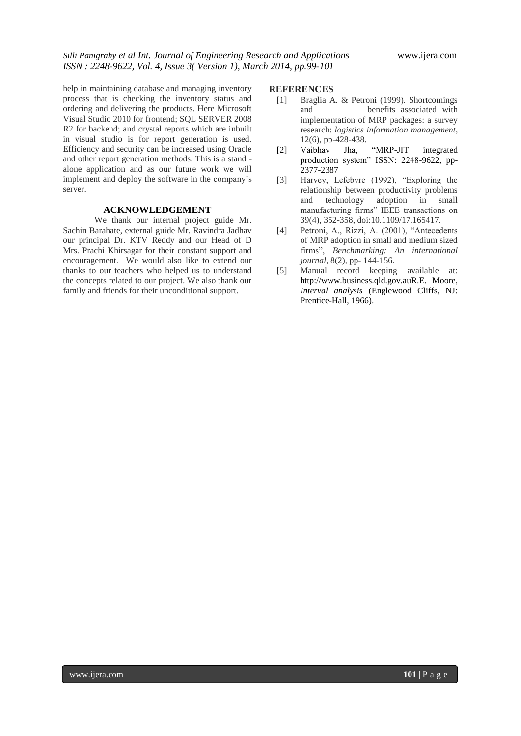help in maintaining database and managing inventory process that is checking the inventory status and ordering and delivering the products. Here Microsoft Visual Studio 2010 for frontend; SQL SERVER 2008 R2 for backend; and crystal reports which are inbuilt in visual studio is for report generation is used. Efficiency and security can be increased using Oracle and other report generation methods. This is a stand - alone application and as our future work we will implement and deploy the software in the company's server.

## ACKNOWLEDGEMENT

We thank our internal project guide Mr. Sachin Barahate, external guide Mr. Ravindra Jadhav our principal Dr. KTV Reddy and our Head of D Mrs. Prachi Khirsagar for their constant support and encouragement. We would also like to extend our thanks to our teachers who helped us to understand the concepts related to our project. We also thank our family and friends for their unconditional support.

## REFERENCES

[1] Braglia A. & Petroni (1999). Shortcomings and benefits associated with implementation of MRP packages: a survey research: *logistics information management*, 12(6), pp-428-438.

[2] Vaibhav Jha, "MRP-JIT integrated production system" ISSN: 2248-9622, pp-2377-2387

[3] Harvey, Lefebvre (1992), "Exploring the relationship between productivity problems and technology adoption in small manufacturing firms" IEEE transactions on 39(4), 352-358, doi:10.1109/17.165417.

[4] Petroni, A., Rizzi, A. (2001), "Antecedents of MRP adoption in small and medium sized firms", *Benchmarking: An international journal*, 8(2), pp- 144-156.

[5] Manual record keeping available at: http://www.business.qld.gov.auR.E. Moore, *Interval analysis* (Englewood Cliffs, NJ: Prentice-Hall, 1966).